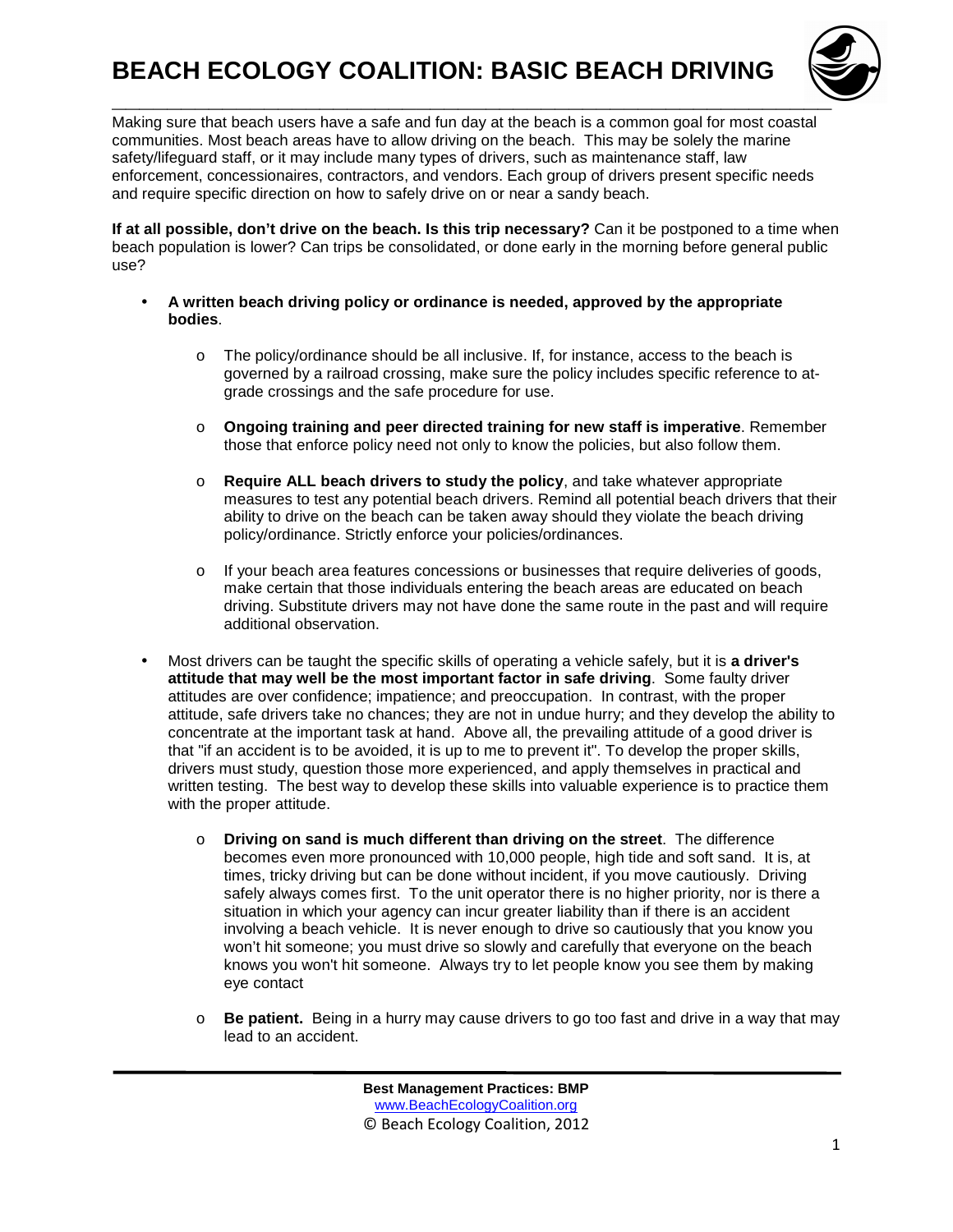# BEACH ECOLOGY COALITION: BASIC BEACH DRIVING

Making sure that beach users have a safe and fun day at the beach is a common goal for most coastal communities. Most beach areas have to allow driving on the beach. This may be solely the marine safety/lifeguard staff, or it may include many types of drivers, such as maintenance staff, law enforcement, concessionaires, contractors, and vendors. Each group of drivers present specific needs and require specific direction on how to safely drive on or near a sandy beach.

**If at all possible, don't drive on the beach. Is this trip necessary?** Can it be postponed to a time when beach population is lower? Can trips be consolidated, or done early in the morning before general public use?

- **A written beach driving policy or ordinance is needed, approved by the appropriate bodies**.
  - The policy/ordinance should be all inclusive. If, for instance, access to the beach is governed by a railroad crossing, make sure the policy includes specific reference to at-grade crossings and the safe procedure for use.
  - **Ongoing training and peer directed training for new staff is imperative**. Remember those that enforce policy need not only to know the policies, but also follow them.
  - **Require ALL beach drivers to study the policy**, and take whatever appropriate measures to test any potential beach drivers. Remind all potential beach drivers that their ability to drive on the beach can be taken away should they violate the beach driving policy/ordinance. Strictly enforce your policies/ordinances.
  - If your beach area features concessions or businesses that require deliveries of goods, make certain that those individuals entering the beach areas are educated on beach driving. Substitute drivers may not have done the same route in the past and will require additional observation.
- Most drivers can be taught the specific skills of operating a vehicle safely, but it is **a driver's attitude that may well be the most important factor in safe driving**. Some faulty driver attitudes are over confidence; impatience; and preoccupation. In contrast, with the proper attitude, safe drivers take no chances; they are not in undue hurry; and they develop the ability to concentrate at the important task at hand. Above all, the prevailing attitude of a good driver is that "if an accident is to be avoided, it is up to me to prevent it". To develop the proper skills, drivers must study, question those more experienced, and apply themselves in practical and written testing. The best way to develop these skills into valuable experience is to practice them with the proper attitude.
  - **Driving on sand is much different than driving on the street**. The difference becomes even more pronounced with 10,000 people, high tide and soft sand. It is, at times, tricky driving but can be done without incident, if you move cautiously. Driving safely always comes first. To the unit operator there is no higher priority, nor is there a situation in which your agency can incur greater liability than if there is an accident involving a beach vehicle. It is never enough to drive so cautiously that you know you won't hit someone; you must drive so slowly and carefully that everyone on the beach knows you won't hit someone. Always try to let people know you see them by making eye contact
  - **Be patient.** Being in a hurry may cause drivers to go too fast and drive in a way that may lead to an accident.

**Best Management Practices: BMP**
www.BeachEcologyCoalition.org
© Beach Ecology Coalition, 2012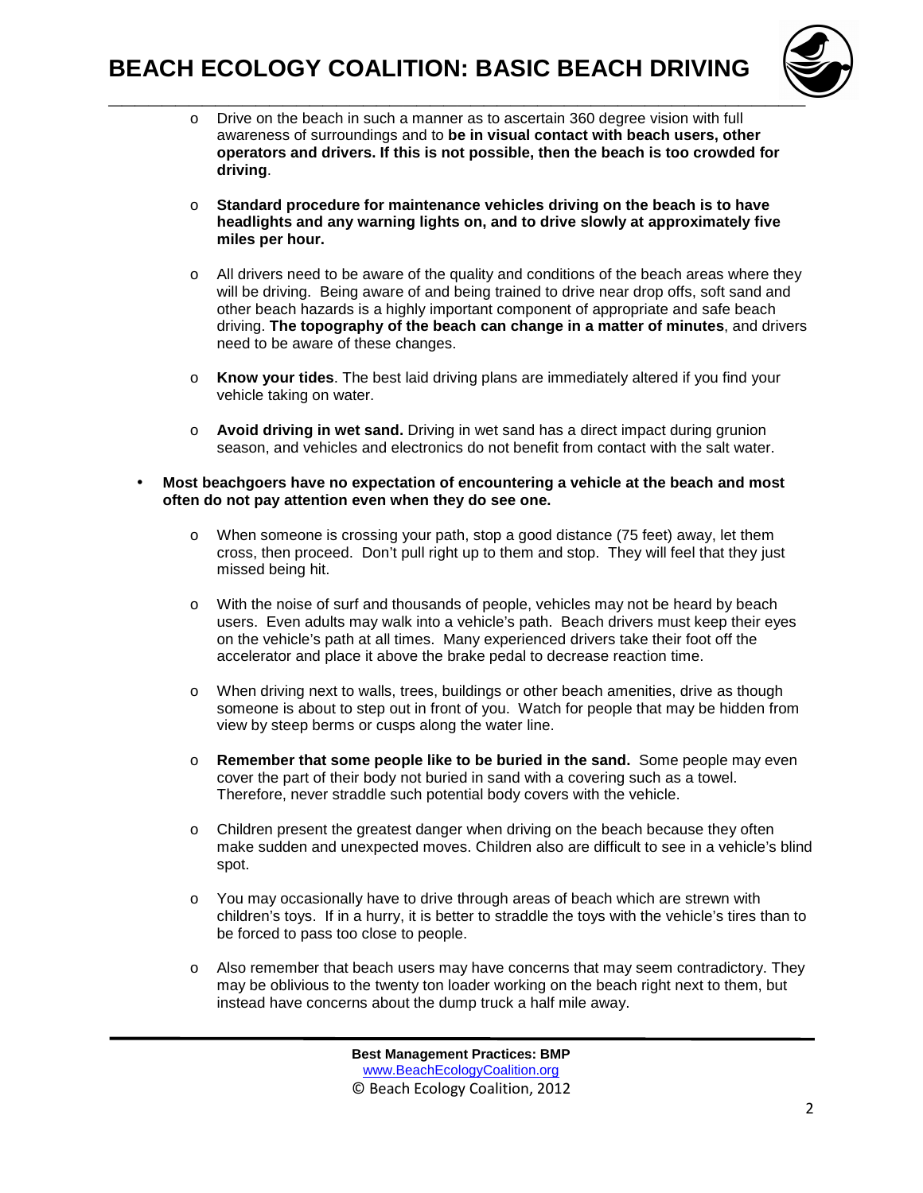- Drive on the beach in such a manner as to ascertain 360 degree vision with full awareness of surroundings and to **be in visual contact with beach users, other operators and drivers. If this is not possible, then the beach is too crowded for driving**.

- **Standard procedure for maintenance vehicles driving on the beach is to have headlights and any warning lights on, and to drive slowly at approximately five miles per hour.**

- All drivers need to be aware of the quality and conditions of the beach areas where they will be driving. Being aware of and being trained to drive near drop offs, soft sand and other beach hazards is a highly important component of appropriate and safe beach driving. **The topography of the beach can change in a matter of minutes**, and drivers need to be aware of these changes.

- **Know your tides**. The best laid driving plans are immediately altered if you find your vehicle taking on water.

- **Avoid driving in wet sand.** Driving in wet sand has a direct impact during grunion season, and vehicles and electronics do not benefit from contact with the salt water.

- **Most beachgoers have no expectation of encountering a vehicle at the beach and most often do not pay attention even when they do see one.**

  - When someone is crossing your path, stop a good distance (75 feet) away, let them cross, then proceed. Don't pull right up to them and stop. They will feel that they just missed being hit.

  - With the noise of surf and thousands of people, vehicles may not be heard by beach users. Even adults may walk into a vehicle's path. Beach drivers must keep their eyes on the vehicle's path at all times. Many experienced drivers take their foot off the accelerator and place it above the brake pedal to decrease reaction time.

  - When driving next to walls, trees, buildings or other beach amenities, drive as though someone is about to step out in front of you. Watch for people that may be hidden from view by steep berms or cusps along the water line.

  - **Remember that some people like to be buried in the sand.** Some people may even cover the part of their body not buried in sand with a covering such as a towel. Therefore, never straddle such potential body covers with the vehicle.

  - Children present the greatest danger when driving on the beach because they often make sudden and unexpected moves. Children also are difficult to see in a vehicle's blind spot.

  - You may occasionally have to drive through areas of beach which are strewn with children's toys. If in a hurry, it is better to straddle the toys with the vehicle's tires than to be forced to pass too close to people.

  - Also remember that beach users may have concerns that may seem contradictory. They may be oblivious to the twenty ton loader working on the beach right next to them, but instead have concerns about the dump truck a half mile away.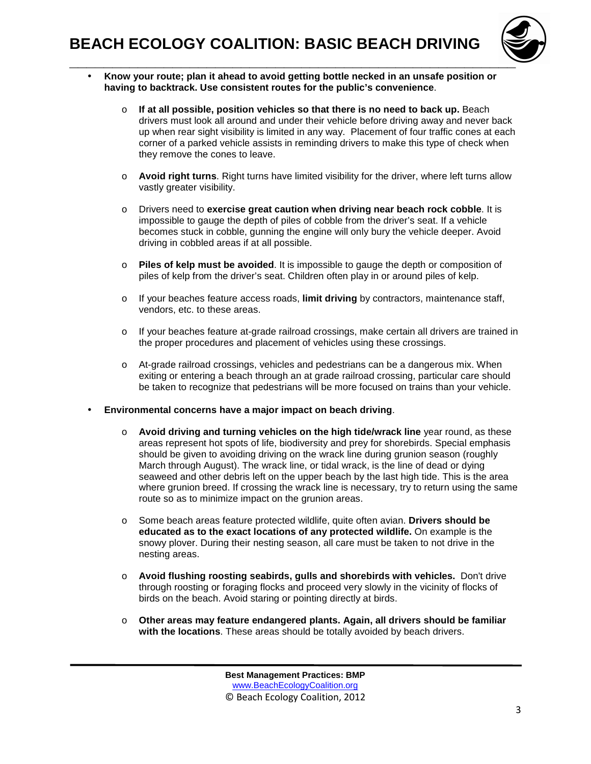- **Know your route; plan it ahead to avoid getting bottle necked in an unsafe position or having to backtrack. Use consistent routes for the public's convenience**.

    - **If at all possible, position vehicles so that there is no need to back up.** Beach drivers must look all around and under their vehicle before driving away and never back up when rear sight visibility is limited in any way. Placement of four traffic cones at each corner of a parked vehicle assists in reminding drivers to make this type of check when they remove the cones to leave.

    - **Avoid right turns**. Right turns have limited visibility for the driver, where left turns allow vastly greater visibility.

    - Drivers need to **exercise great caution when driving near beach rock cobble**. It is impossible to gauge the depth of piles of cobble from the driver's seat. If a vehicle becomes stuck in cobble, gunning the engine will only bury the vehicle deeper. Avoid driving in cobbled areas if at all possible.

    - **Piles of kelp must be avoided**. It is impossible to gauge the depth or composition of piles of kelp from the driver's seat. Children often play in or around piles of kelp.

    - If your beaches feature access roads, **limit driving** by contractors, maintenance staff, vendors, etc. to these areas.

    - If your beaches feature at-grade railroad crossings, make certain all drivers are trained in the proper procedures and placement of vehicles using these crossings.

    - At-grade railroad crossings, vehicles and pedestrians can be a dangerous mix. When exiting or entering a beach through an at grade railroad crossing, particular care should be taken to recognize that pedestrians will be more focused on trains than your vehicle.

- **Environmental concerns have a major impact on beach driving**.

    - **Avoid driving and turning vehicles on the high tide/wrack line** year round, as these areas represent hot spots of life, biodiversity and prey for shorebirds. Special emphasis should be given to avoiding driving on the wrack line during grunion season (roughly March through August). The wrack line, or tidal wrack, is the line of dead or dying seaweed and other debris left on the upper beach by the last high tide. This is the area where grunion breed. If crossing the wrack line is necessary, try to return using the same route so as to minimize impact on the grunion areas.

    - Some beach areas feature protected wildlife, quite often avian. **Drivers should be educated as to the exact locations of any protected wildlife.** On example is the snowy plover. During their nesting season, all care must be taken to not drive in the nesting areas.

    - **Avoid flushing roosting seabirds, gulls and shorebirds with vehicles.** Don't drive through roosting or foraging flocks and proceed very slowly in the vicinity of flocks of birds on the beach. Avoid staring or pointing directly at birds.

    - **Other areas may feature endangered plants. Again, all drivers should be familiar with the locations**. These areas should be totally avoided by beach drivers.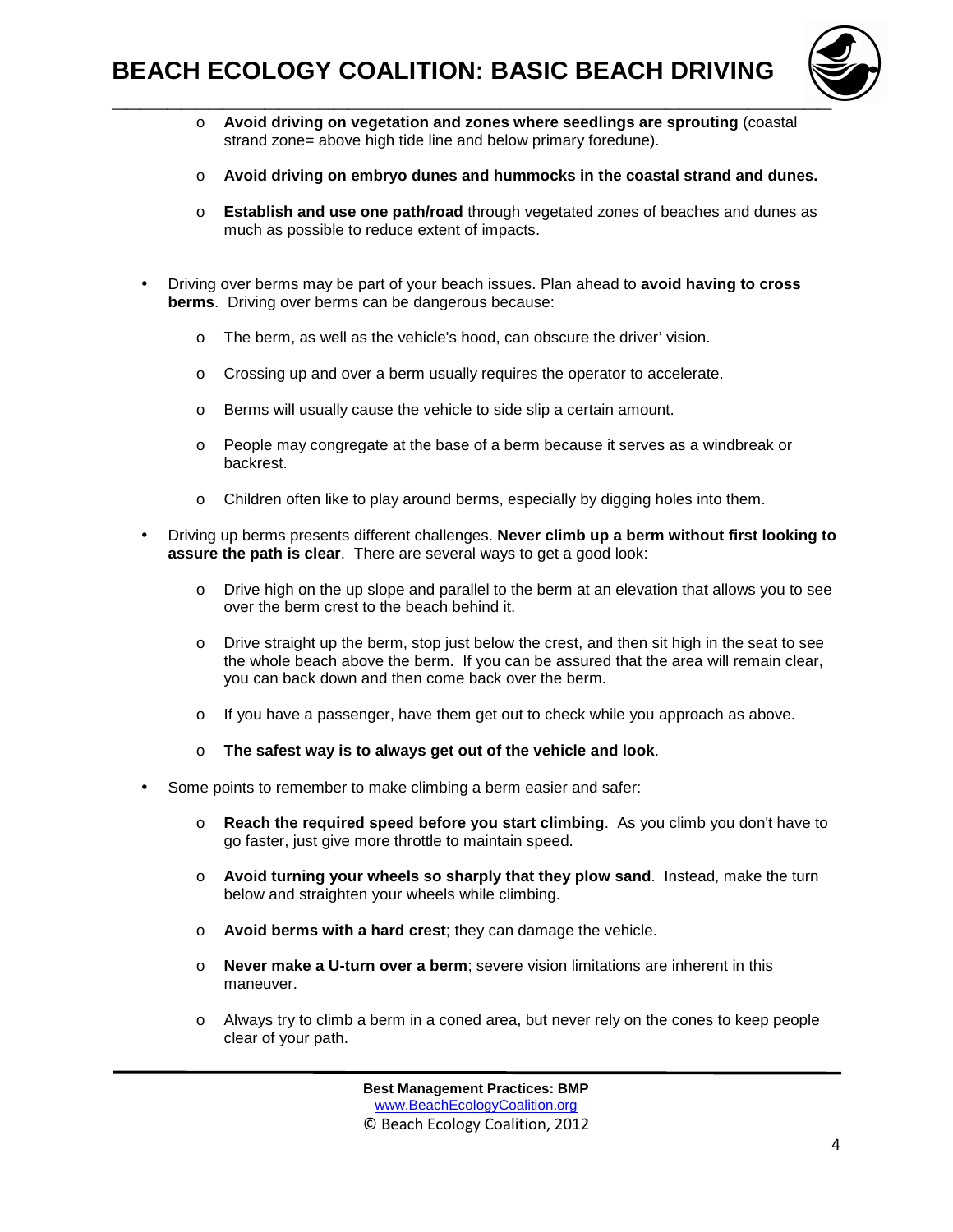- **Avoid driving on vegetation and zones where seedlings are sprouting** (coastal strand zone= above high tide line and below primary foredune).
  - **Avoid driving on embryo dunes and hummocks in the coastal strand and dunes.**
  - **Establish and use one path/road** through vegetated zones of beaches and dunes as much as possible to reduce extent of impacts.

- Driving over berms may be part of your beach issues. Plan ahead to **avoid having to cross berms**. Driving over berms can be dangerous because:
  - The berm, as well as the vehicle's hood, can obscure the driver' vision.
  - Crossing up and over a berm usually requires the operator to accelerate.
  - Berms will usually cause the vehicle to side slip a certain amount.
  - People may congregate at the base of a berm because it serves as a windbreak or backrest.
  - Children often like to play around berms, especially by digging holes into them.

- Driving up berms presents different challenges. **Never climb up a berm without first looking to assure the path is clear**. There are several ways to get a good look:
  - Drive high on the up slope and parallel to the berm at an elevation that allows you to see over the berm crest to the beach behind it.
  - Drive straight up the berm, stop just below the crest, and then sit high in the seat to see the whole beach above the berm. If you can be assured that the area will remain clear, you can back down and then come back over the berm.
  - If you have a passenger, have them get out to check while you approach as above.
  - **The safest way is to always get out of the vehicle and look**.

- Some points to remember to make climbing a berm easier and safer:
  - **Reach the required speed before you start climbing**. As you climb you don't have to go faster, just give more throttle to maintain speed.
  - **Avoid turning your wheels so sharply that they plow sand**. Instead, make the turn below and straighten your wheels while climbing.
  - **Avoid berms with a hard crest**; they can damage the vehicle.
  - **Never make a U-turn over a berm**; severe vision limitations are inherent in this maneuver.
  - Always try to climb a berm in a coned area, but never rely on the cones to keep people clear of your path.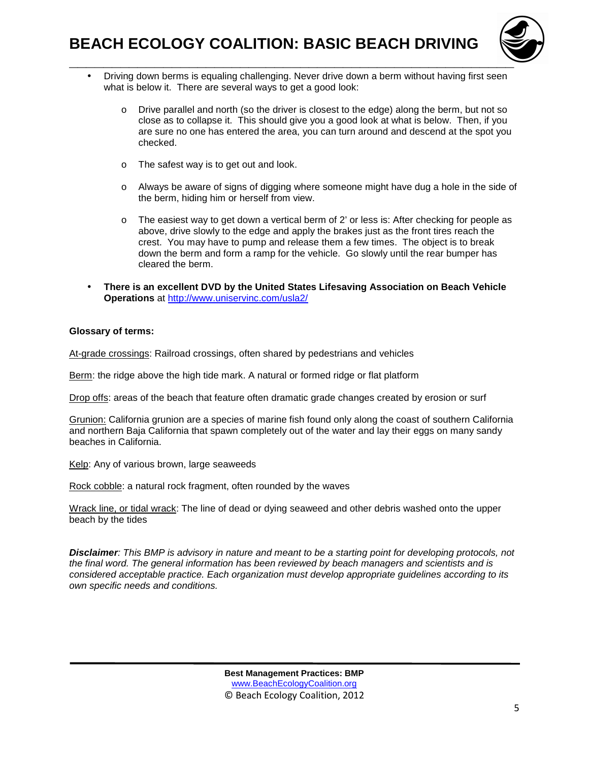- Driving down berms is equaling challenging. Never drive down a berm without having first seen what is below it. There are several ways to get a good look:
  - Drive parallel and north (so the driver is closest to the edge) along the berm, but not so close as to collapse it. This should give you a good look at what is below. Then, if you are sure no one has entered the area, you can turn around and descend at the spot you checked.
  - The safest way is to get out and look.
  - Always be aware of signs of digging where someone might have dug a hole in the side of the berm, hiding him or herself from view.
  - The easiest way to get down a vertical berm of 2' or less is: After checking for people as above, drive slowly to the edge and apply the brakes just as the front tires reach the crest. You may have to pump and release them a few times. The object is to break down the berm and form a ramp for the vehicle. Go slowly until the rear bumper has cleared the berm.
- **There is an excellent DVD by the United States Lifesaving Association on Beach Vehicle Operations** at http://www.uniservinc.com/usla2/

**Glossary of terms:**

At-grade crossings: Railroad crossings, often shared by pedestrians and vehicles

Berm: the ridge above the high tide mark. A natural or formed ridge or flat platform

Drop offs: areas of the beach that feature often dramatic grade changes created by erosion or surf

Grunion: California grunion are a species of marine fish found only along the coast of southern California and northern Baja California that spawn completely out of the water and lay their eggs on many sandy beaches in California.

Kelp: Any of various brown, large seaweeds

Rock cobble: a natural rock fragment, often rounded by the waves

Wrack line, or tidal wrack: The line of dead or dying seaweed and other debris washed onto the upper beach by the tides

***Disclaimer****: This BMP is advisory in nature and meant to be a starting point for developing protocols, not the final word. The general information has been reviewed by beach managers and scientists and is considered acceptable practice. Each organization must develop appropriate guidelines according to its own specific needs and conditions.*